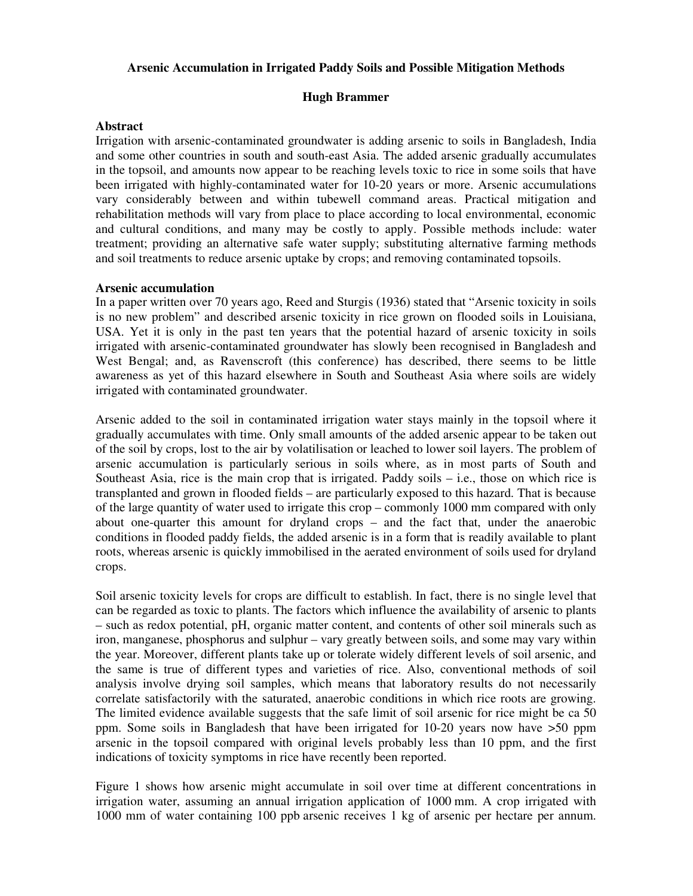# Arsenic Accumulation in Irrigated Paddy Soils and Possible Mitigation Methods

**Hugh Brammer**

## Abstract

Irrigation with arsenic-contaminated groundwater is adding arsenic to soils in Bangladesh, India and some other countries in south and south-east Asia. The added arsenic gradually accumulates in the topsoil, and amounts now appear to be reaching levels toxic to rice in some soils that have been irrigated with highly-contaminated water for 10-20 years or more. Arsenic accumulations vary considerably between and within tubewell command areas. Practical mitigation and rehabilitation methods will vary from place to place according to local environmental, economic and cultural conditions, and many may be costly to apply. Possible methods include: water treatment; providing an alternative safe water supply; substituting alternative farming methods and soil treatments to reduce arsenic uptake by crops; and removing contaminated topsoils.

## Arsenic accumulation

In a paper written over 70 years ago, Reed and Sturgis (1936) stated that "Arsenic toxicity in soils is no new problem" and described arsenic toxicity in rice grown on flooded soils in Louisiana, USA. Yet it is only in the past ten years that the potential hazard of arsenic toxicity in soils irrigated with arsenic-contaminated groundwater has slowly been recognised in Bangladesh and West Bengal; and, as Ravenscroft (this conference) has described, there seems to be little awareness as yet of this hazard elsewhere in South and Southeast Asia where soils are widely irrigated with contaminated groundwater.

Arsenic added to the soil in contaminated irrigation water stays mainly in the topsoil where it gradually accumulates with time. Only small amounts of the added arsenic appear to be taken out of the soil by crops, lost to the air by volatilisation or leached to lower soil layers. The problem of arsenic accumulation is particularly serious in soils where, as in most parts of South and Southeast Asia, rice is the main crop that is irrigated. Paddy soils – i.e., those on which rice is transplanted and grown in flooded fields – are particularly exposed to this hazard. That is because of the large quantity of water used to irrigate this crop – commonly 1000 mm compared with only about one-quarter this amount for dryland crops – and the fact that, under the anaerobic conditions in flooded paddy fields, the added arsenic is in a form that is readily available to plant roots, whereas arsenic is quickly immobilised in the aerated environment of soils used for dryland crops.

Soil arsenic toxicity levels for crops are difficult to establish. In fact, there is no single level that can be regarded as toxic to plants. The factors which influence the availability of arsenic to plants – such as redox potential, pH, organic matter content, and contents of other soil minerals such as iron, manganese, phosphorus and sulphur – vary greatly between soils, and some may vary within the year. Moreover, different plants take up or tolerate widely different levels of soil arsenic, and the same is true of different types and varieties of rice. Also, conventional methods of soil analysis involve drying soil samples, which means that laboratory results do not necessarily correlate satisfactorily with the saturated, anaerobic conditions in which rice roots are growing. The limited evidence available suggests that the safe limit of soil arsenic for rice might be ca 50 ppm. Some soils in Bangladesh that have been irrigated for 10-20 years now have >50 ppm arsenic in the topsoil compared with original levels probably less than 10 ppm, and the first indications of toxicity symptoms in rice have recently been reported.

Figure 1 shows how arsenic might accumulate in soil over time at different concentrations in irrigation water, assuming an annual irrigation application of 1000 mm. A crop irrigated with 1000 mm of water containing 100 ppb arsenic receives 1 kg of arsenic per hectare per annum.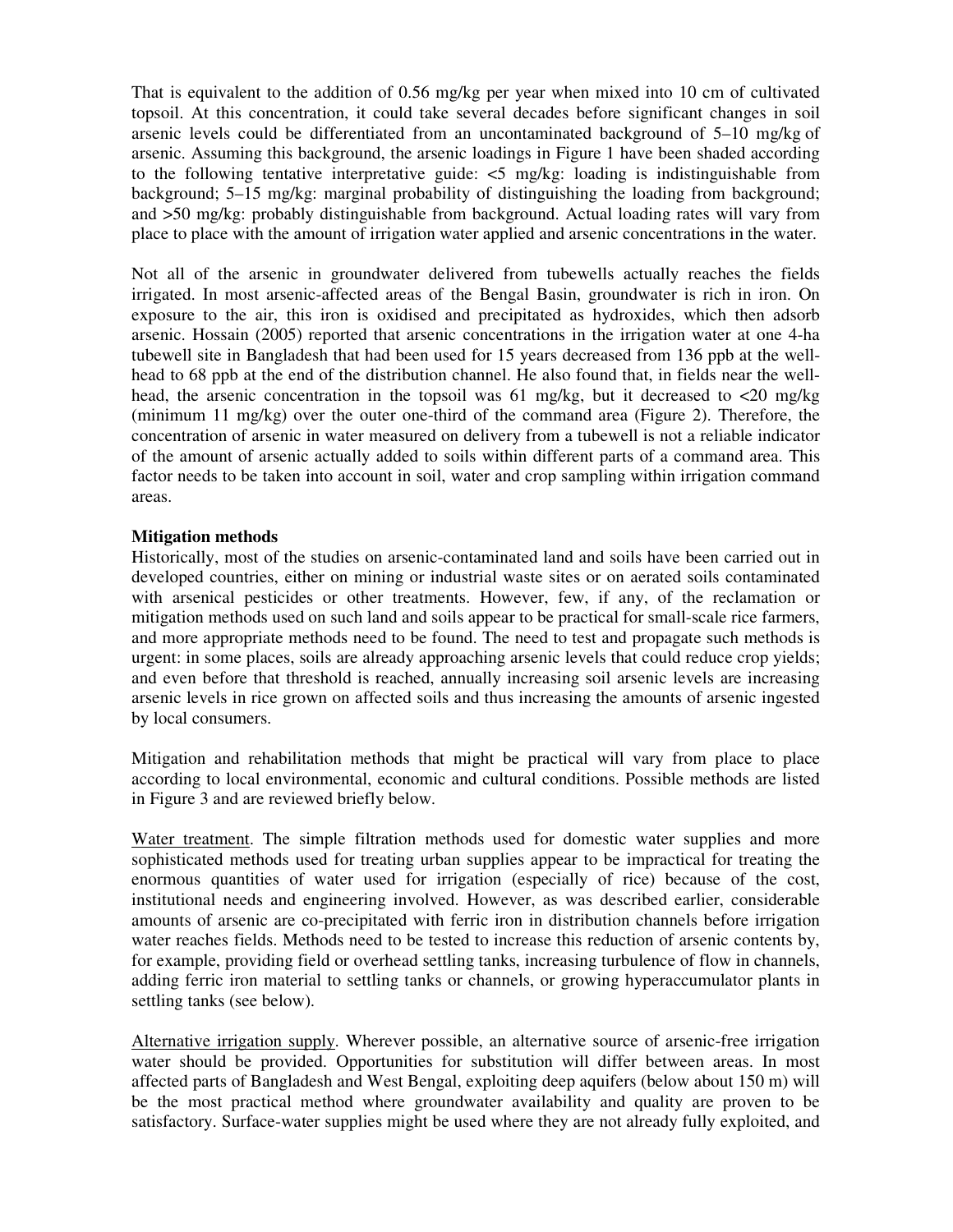That is equivalent to the addition of 0.56 mg/kg per year when mixed into 10 cm of cultivated topsoil. At this concentration, it could take several decades before significant changes in soil arsenic levels could be differentiated from an uncontaminated background of 5–10 mg/kg of arsenic. Assuming this background, the arsenic loadings in Figure 1 have been shaded according to the following tentative interpretative guide: <5 mg/kg: loading is indistinguishable from background; 5–15 mg/kg: marginal probability of distinguishing the loading from background; and >50 mg/kg: probably distinguishable from background. Actual loading rates will vary from place to place with the amount of irrigation water applied and arsenic concentrations in the water.

Not all of the arsenic in groundwater delivered from tubewells actually reaches the fields irrigated. In most arsenic-affected areas of the Bengal Basin, groundwater is rich in iron. On exposure to the air, this iron is oxidised and precipitated as hydroxides, which then adsorb arsenic. Hossain (2005) reported that arsenic concentrations in the irrigation water at one 4-ha tubewell site in Bangladesh that had been used for 15 years decreased from 136 ppb at the well-head to 68 ppb at the end of the distribution channel. He also found that, in fields near the well-head, the arsenic concentration in the topsoil was 61 mg/kg, but it decreased to <20 mg/kg (minimum 11 mg/kg) over the outer one-third of the command area (Figure 2). Therefore, the concentration of arsenic in water measured on delivery from a tubewell is not a reliable indicator of the amount of arsenic actually added to soils within different parts of a command area. This factor needs to be taken into account in soil, water and crop sampling within irrigation command areas.

**Mitigation methods**

Historically, most of the studies on arsenic-contaminated land and soils have been carried out in developed countries, either on mining or industrial waste sites or on aerated soils contaminated with arsenical pesticides or other treatments. However, few, if any, of the reclamation or mitigation methods used on such land and soils appear to be practical for small-scale rice farmers, and more appropriate methods need to be found. The need to test and propagate such methods is urgent: in some places, soils are already approaching arsenic levels that could reduce crop yields; and even before that threshold is reached, annually increasing soil arsenic levels are increasing arsenic levels in rice grown on affected soils and thus increasing the amounts of arsenic ingested by local consumers.

Mitigation and rehabilitation methods that might be practical will vary from place to place according to local environmental, economic and cultural conditions. Possible methods are listed in Figure 3 and are reviewed briefly below.

Water treatment. The simple filtration methods used for domestic water supplies and more sophisticated methods used for treating urban supplies appear to be impractical for treating the enormous quantities of water used for irrigation (especially of rice) because of the cost, institutional needs and engineering involved. However, as was described earlier, considerable amounts of arsenic are co-precipitated with ferric iron in distribution channels before irrigation water reaches fields. Methods need to be tested to increase this reduction of arsenic contents by, for example, providing field or overhead settling tanks, increasing turbulence of flow in channels, adding ferric iron material to settling tanks or channels, or growing hyperaccumulator plants in settling tanks (see below).

Alternative irrigation supply. Wherever possible, an alternative source of arsenic-free irrigation water should be provided. Opportunities for substitution will differ between areas. In most affected parts of Bangladesh and West Bengal, exploiting deep aquifers (below about 150 m) will be the most practical method where groundwater availability and quality are proven to be satisfactory. Surface-water supplies might be used where they are not already fully exploited, and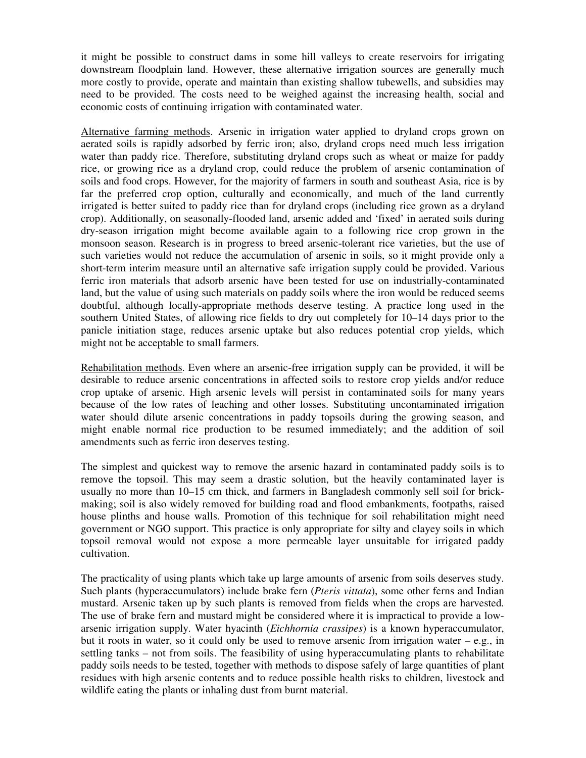it might be possible to construct dams in some hill valleys to create reservoirs for irrigating downstream floodplain land. However, these alternative irrigation sources are generally much more costly to provide, operate and maintain than existing shallow tubewells, and subsidies may need to be provided. The costs need to be weighed against the increasing health, social and economic costs of continuing irrigation with contaminated water.

Alternative farming methods. Arsenic in irrigation water applied to dryland crops grown on aerated soils is rapidly adsorbed by ferric iron; also, dryland crops need much less irrigation water than paddy rice. Therefore, substituting dryland crops such as wheat or maize for paddy rice, or growing rice as a dryland crop, could reduce the problem of arsenic contamination of soils and food crops. However, for the majority of farmers in south and southeast Asia, rice is by far the preferred crop option, culturally and economically, and much of the land currently irrigated is better suited to paddy rice than for dryland crops (including rice grown as a dryland crop). Additionally, on seasonally-flooded land, arsenic added and 'fixed' in aerated soils during dry-season irrigation might become available again to a following rice crop grown in the monsoon season. Research is in progress to breed arsenic-tolerant rice varieties, but the use of such varieties would not reduce the accumulation of arsenic in soils, so it might provide only a short-term interim measure until an alternative safe irrigation supply could be provided. Various ferric iron materials that adsorb arsenic have been tested for use on industrially-contaminated land, but the value of using such materials on paddy soils where the iron would be reduced seems doubtful, although locally-appropriate methods deserve testing. A practice long used in the southern United States, of allowing rice fields to dry out completely for 10–14 days prior to the panicle initiation stage, reduces arsenic uptake but also reduces potential crop yields, which might not be acceptable to small farmers.

Rehabilitation methods. Even where an arsenic-free irrigation supply can be provided, it will be desirable to reduce arsenic concentrations in affected soils to restore crop yields and/or reduce crop uptake of arsenic. High arsenic levels will persist in contaminated soils for many years because of the low rates of leaching and other losses. Substituting uncontaminated irrigation water should dilute arsenic concentrations in paddy topsoils during the growing season, and might enable normal rice production to be resumed immediately; and the addition of soil amendments such as ferric iron deserves testing.

The simplest and quickest way to remove the arsenic hazard in contaminated paddy soils is to remove the topsoil. This may seem a drastic solution, but the heavily contaminated layer is usually no more than 10–15 cm thick, and farmers in Bangladesh commonly sell soil for brick-making; soil is also widely removed for building road and flood embankments, footpaths, raised house plinths and house walls. Promotion of this technique for soil rehabilitation might need government or NGO support. This practice is only appropriate for silty and clayey soils in which topsoil removal would not expose a more permeable layer unsuitable for irrigated paddy cultivation.

The practicality of using plants which take up large amounts of arsenic from soils deserves study. Such plants (hyperaccumulators) include brake fern (*Pteris vittata*), some other ferns and Indian mustard. Arsenic taken up by such plants is removed from fields when the crops are harvested. The use of brake fern and mustard might be considered where it is impractical to provide a low-arsenic irrigation supply. Water hyacinth (*Eichhornia crassipes*) is a known hyperaccumulator, but it roots in water, so it could only be used to remove arsenic from irrigation water – e.g., in settling tanks – not from soils. The feasibility of using hyperaccumulating plants to rehabilitate paddy soils needs to be tested, together with methods to dispose safely of large quantities of plant residues with high arsenic contents and to reduce possible health risks to children, livestock and wildlife eating the plants or inhaling dust from burnt material.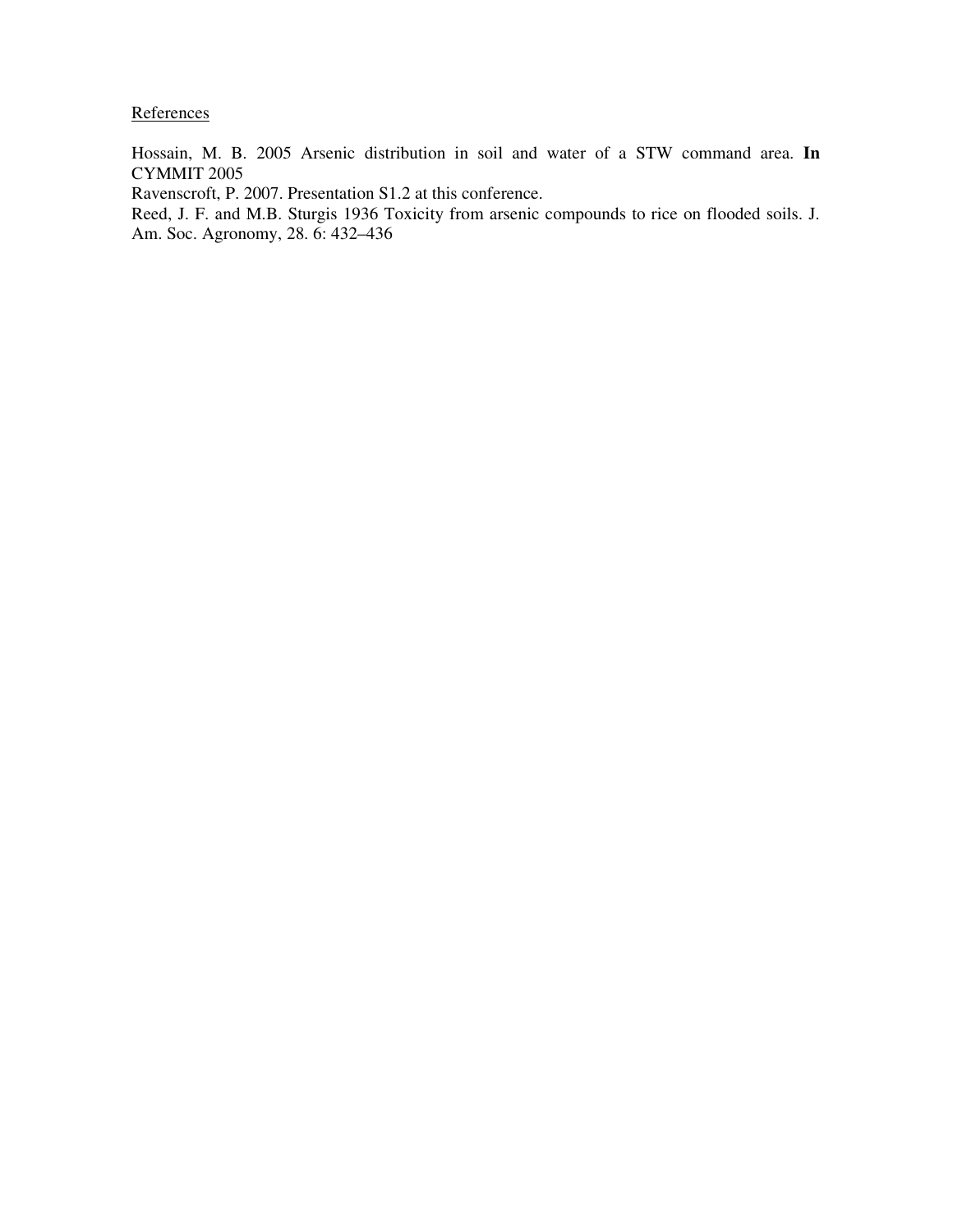References

Hossain, M. B. 2005 Arsenic distribution in soil and water of a STW command area. **In** CYMMIT 2005

Ravenscroft, P. 2007. Presentation S1.2 at this conference.

Reed, J. F. and M.B. Sturgis 1936 Toxicity from arsenic compounds to rice on flooded soils. J. Am. Soc. Agronomy, 28. 6: 432–436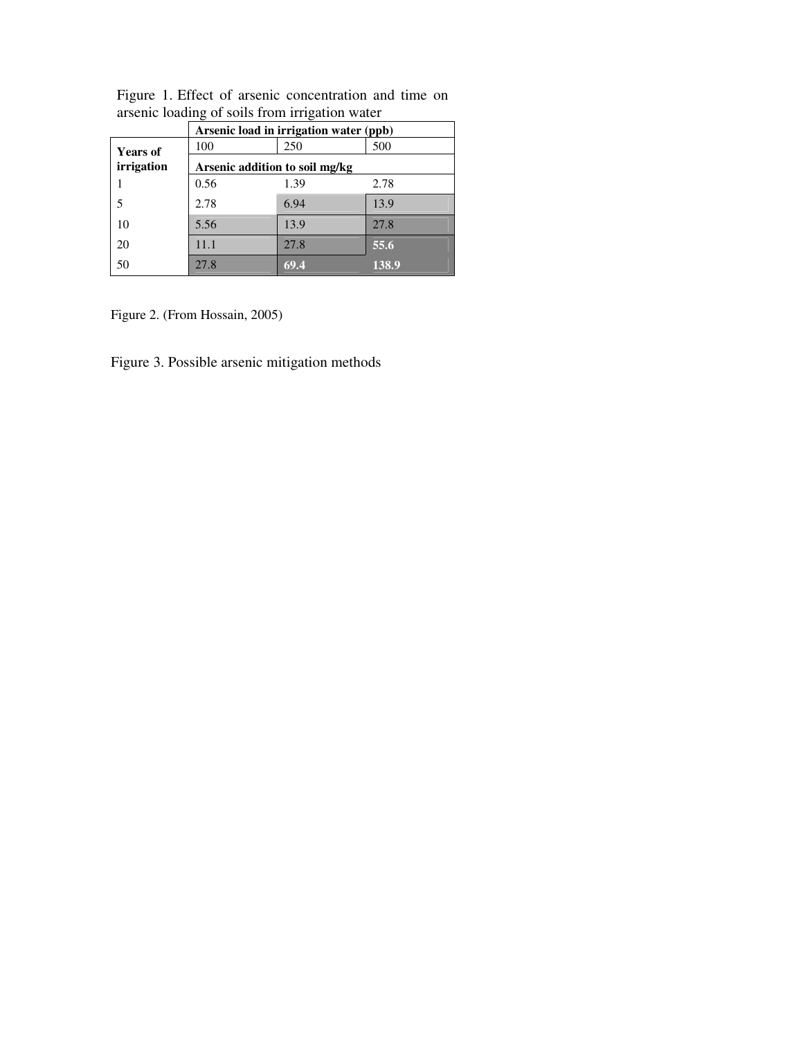Figure 1. Effect of arsenic concentration and time on arsenic loading of soils from irrigation water

| | Arsenic load in irrigation water (ppb) | | |
|---|---|---|---|
| **Years of irrigation** | 100 | 250 | 500 |
| | **Arsenic addition to soil mg/kg** | | |
| 1 | 0.56 | 1.39 | 2.78 |
| 5 | 2.78 | 6.94 | 13.9 |
| 10 | 5.56 | 13.9 | 27.8 |
| 20 | 11.1 | 27.8 | **55.6** |
| 50 | 27.8 | **69.4** | **138.9** |

Figure 2. (From Hossain, 2005)

Figure 3. Possible arsenic mitigation methods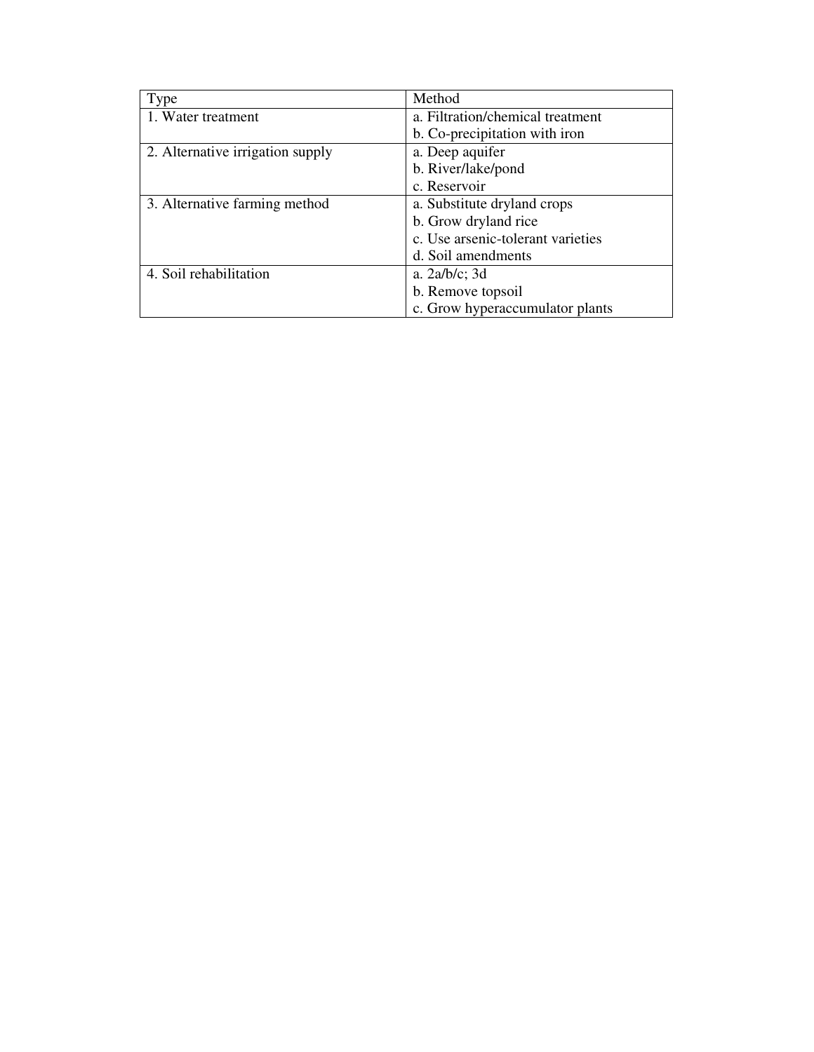| Type | Method |
| --- | --- |
| 1. Water treatment | a. Filtration/chemical treatment<br>b. Co-precipitation with iron |
| 2. Alternative irrigation supply | a. Deep aquifer<br>b. River/lake/pond<br>c. Reservoir |
| 3. Alternative farming method | a. Substitute dryland crops<br>b. Grow dryland rice<br>c. Use arsenic-tolerant varieties<br>d. Soil amendments |
| 4. Soil rehabilitation | a. 2a/b/c; 3d<br>b. Remove topsoil<br>c. Grow hyperaccumulator plants |